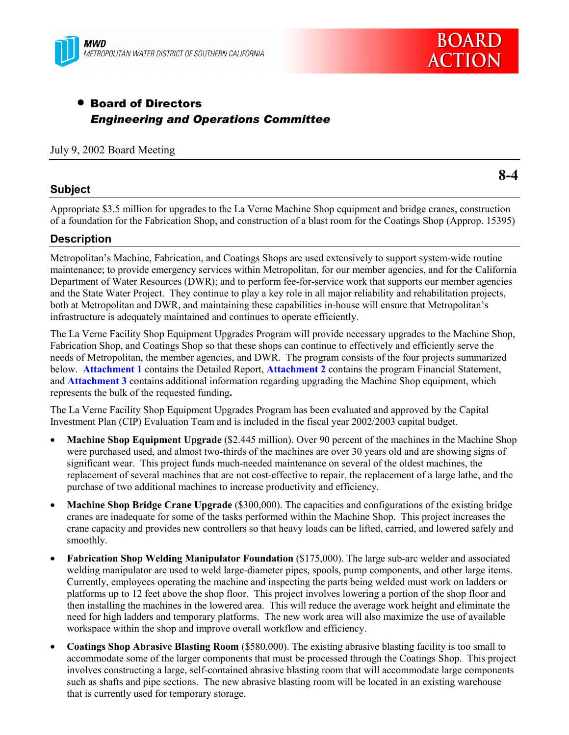MWD
METROPOLITAN WATER DISTRICT OF SOUTHERN CALIFORNIA

BOARD ACTION

- **Board of Directors**
  ***Engineering and Operations Committee***

July 9, 2002 Board Meeting

**8-4**

## Subject

Appropriate \$3.5 million for upgrades to the La Verne Machine Shop equipment and bridge cranes, construction of a foundation for the Fabrication Shop, and construction of a blast room for the Coatings Shop (Approp. 15395)

## Description

Metropolitan's Machine, Fabrication, and Coatings Shops are used extensively to support system-wide routine maintenance; to provide emergency services within Metropolitan, for our member agencies, and for the California Department of Water Resources (DWR); and to perform fee-for-service work that supports our member agencies and the State Water Project. They continue to play a key role in all major reliability and rehabilitation projects, both at Metropolitan and DWR, and maintaining these capabilities in-house will ensure that Metropolitan's infrastructure is adequately maintained and continues to operate efficiently.

The La Verne Facility Shop Equipment Upgrades Program will provide necessary upgrades to the Machine Shop, Fabrication Shop, and Coatings Shop so that these shops can continue to effectively and efficiently serve the needs of Metropolitan, the member agencies, and DWR. The program consists of the four projects summarized below. **Attachment 1** contains the Detailed Report, **Attachment 2** contains the program Financial Statement, and **Attachment 3** contains additional information regarding upgrading the Machine Shop equipment, which represents the bulk of the requested funding**.**

The La Verne Facility Shop Equipment Upgrades Program has been evaluated and approved by the Capital Investment Plan (CIP) Evaluation Team and is included in the fiscal year 2002/2003 capital budget.

- **Machine Shop Equipment Upgrade** (\$2.445 million). Over 90 percent of the machines in the Machine Shop were purchased used, and almost two-thirds of the machines are over 30 years old and are showing signs of significant wear. This project funds much-needed maintenance on several of the oldest machines, the replacement of several machines that are not cost-effective to repair, the replacement of a large lathe, and the purchase of two additional machines to increase productivity and efficiency.
- **Machine Shop Bridge Crane Upgrade** (\$300,000). The capacities and configurations of the existing bridge cranes are inadequate for some of the tasks performed within the Machine Shop. This project increases the crane capacity and provides new controllers so that heavy loads can be lifted, carried, and lowered safely and smoothly.
- **Fabrication Shop Welding Manipulator Foundation** (\$175,000). The large sub-arc welder and associated welding manipulator are used to weld large-diameter pipes, spools, pump components, and other large items. Currently, employees operating the machine and inspecting the parts being welded must work on ladders or platforms up to 12 feet above the shop floor. This project involves lowering a portion of the shop floor and then installing the machines in the lowered area. This will reduce the average work height and eliminate the need for high ladders and temporary platforms. The new work area will also maximize the use of available workspace within the shop and improve overall workflow and efficiency.
- **Coatings Shop Abrasive Blasting Room** (\$580,000). The existing abrasive blasting facility is too small to accommodate some of the larger components that must be processed through the Coatings Shop. This project involves constructing a large, self-contained abrasive blasting room that will accommodate large components such as shafts and pipe sections. The new abrasive blasting room will be located in an existing warehouse that is currently used for temporary storage.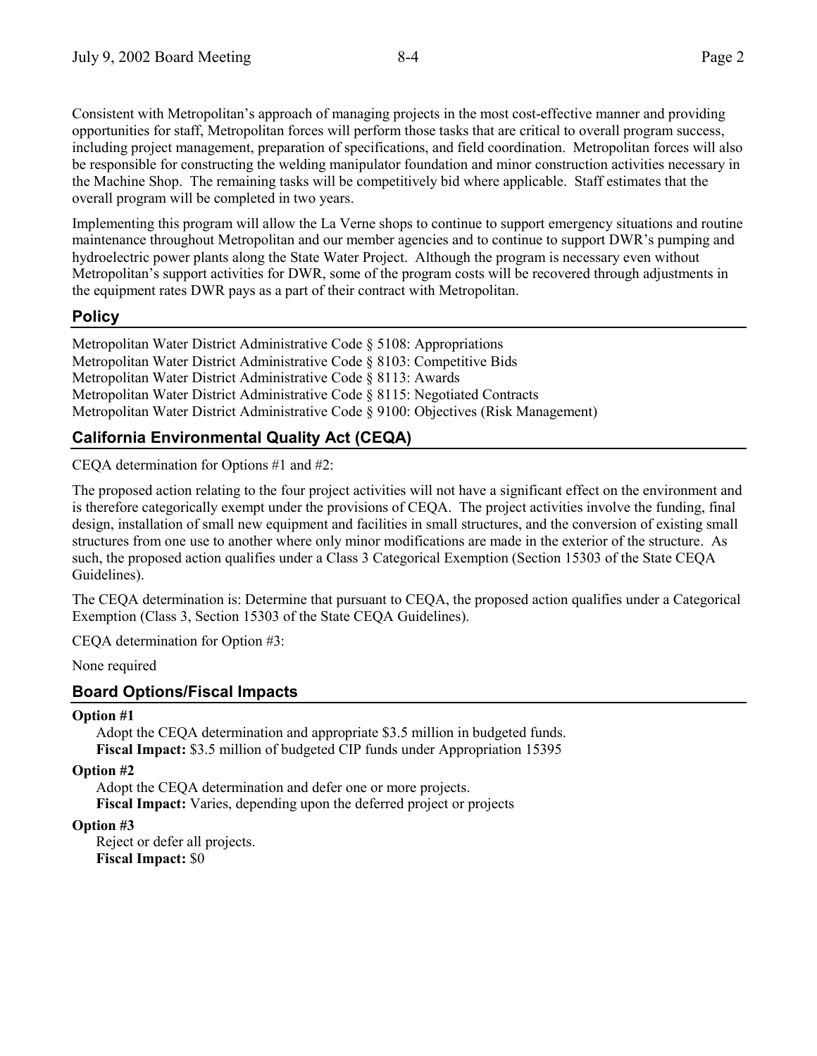Consistent with Metropolitan's approach of managing projects in the most cost-effective manner and providing opportunities for staff, Metropolitan forces will perform those tasks that are critical to overall program success, including project management, preparation of specifications, and field coordination. Metropolitan forces will also be responsible for constructing the welding manipulator foundation and minor construction activities necessary in the Machine Shop. The remaining tasks will be competitively bid where applicable. Staff estimates that the overall program will be completed in two years.

Implementing this program will allow the La Verne shops to continue to support emergency situations and routine maintenance throughout Metropolitan and our member agencies and to continue to support DWR's pumping and hydroelectric power plants along the State Water Project. Although the program is necessary even without Metropolitan's support activities for DWR, some of the program costs will be recovered through adjustments in the equipment rates DWR pays as a part of their contract with Metropolitan.

## Policy

Metropolitan Water District Administrative Code § 5108: Appropriations
Metropolitan Water District Administrative Code § 8103: Competitive Bids
Metropolitan Water District Administrative Code § 8113: Awards
Metropolitan Water District Administrative Code § 8115: Negotiated Contracts
Metropolitan Water District Administrative Code § 9100: Objectives (Risk Management)

## California Environmental Quality Act (CEQA)

CEQA determination for Options #1 and #2:

The proposed action relating to the four project activities will not have a significant effect on the environment and is therefore categorically exempt under the provisions of CEQA. The project activities involve the funding, final design, installation of small new equipment and facilities in small structures, and the conversion of existing small structures from one use to another where only minor modifications are made in the exterior of the structure. As such, the proposed action qualifies under a Class 3 Categorical Exemption (Section 15303 of the State CEQA Guidelines).

The CEQA determination is: Determine that pursuant to CEQA, the proposed action qualifies under a Categorical Exemption (Class 3, Section 15303 of the State CEQA Guidelines).

CEQA determination for Option #3:

None required

## Board Options/Fiscal Impacts

**Option #1**

Adopt the CEQA determination and appropriate $3.5 million in budgeted funds.
**Fiscal Impact:** $3.5 million of budgeted CIP funds under Appropriation 15395

**Option #2**

Adopt the CEQA determination and defer one or more projects.
**Fiscal Impact:** Varies, depending upon the deferred project or projects

**Option #3**

Reject or defer all projects.
**Fiscal Impact:** $0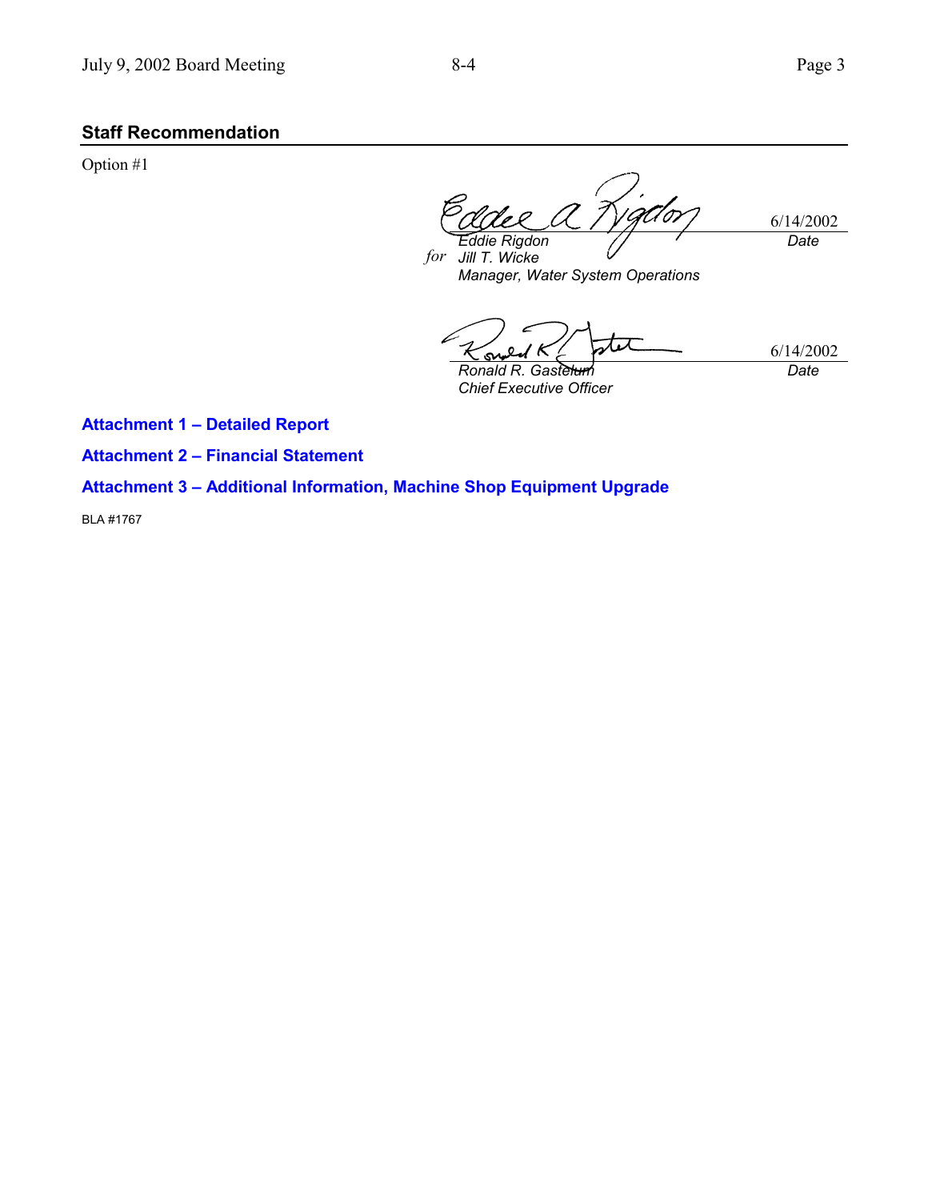## Staff Recommendation

Option #1

6/14/2002

*Eddie Rigdon*
*for Jill T. Wicke*
*Manager, Water System Operations*

*Date*

6/14/2002

*Ronald R. Gastelum*
*Chief Executive Officer*

*Date*

**Attachment 1 – Detailed Report**

**Attachment 2 – Financial Statement**

**Attachment 3 – Additional Information, Machine Shop Equipment Upgrade**

BLA #1767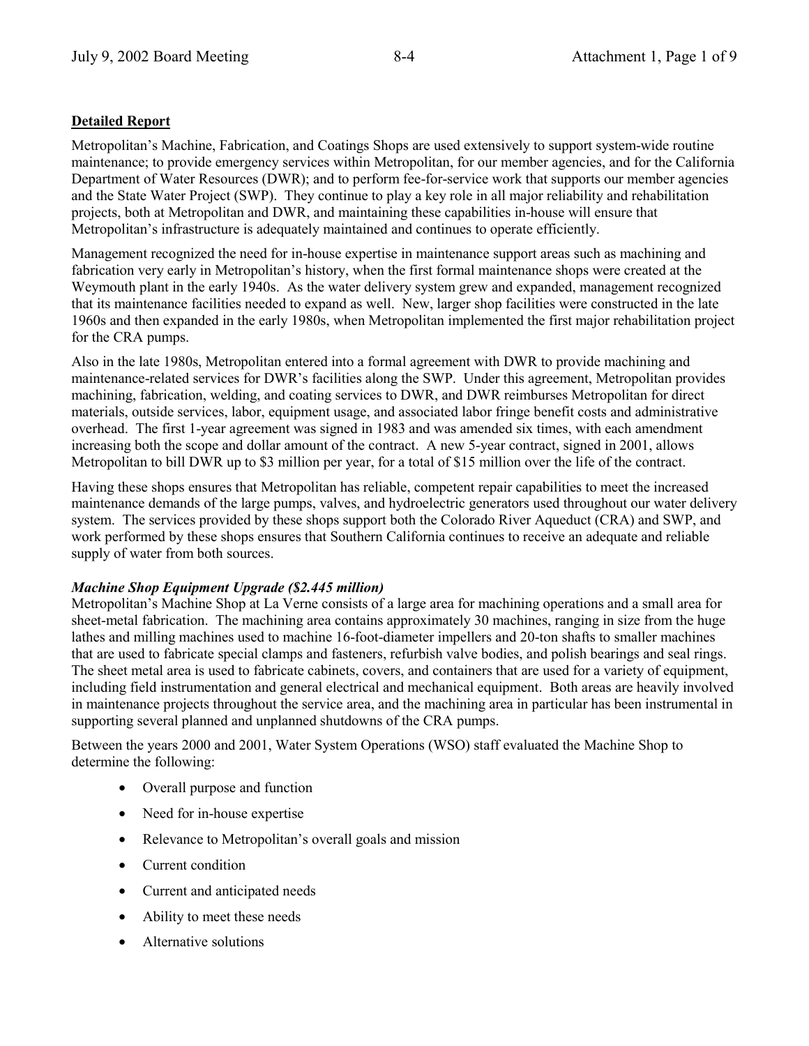**Detailed Report**

Metropolitan's Machine, Fabrication, and Coatings Shops are used extensively to support system-wide routine maintenance; to provide emergency services within Metropolitan, for our member agencies, and for the California Department of Water Resources (DWR); and to perform fee-for-service work that supports our member agencies and the State Water Project (SWP). They continue to play a key role in all major reliability and rehabilitation projects, both at Metropolitan and DWR, and maintaining these capabilities in-house will ensure that Metropolitan's infrastructure is adequately maintained and continues to operate efficiently.

Management recognized the need for in-house expertise in maintenance support areas such as machining and fabrication very early in Metropolitan's history, when the first formal maintenance shops were created at the Weymouth plant in the early 1940s. As the water delivery system grew and expanded, management recognized that its maintenance facilities needed to expand as well. New, larger shop facilities were constructed in the late 1960s and then expanded in the early 1980s, when Metropolitan implemented the first major rehabilitation project for the CRA pumps.

Also in the late 1980s, Metropolitan entered into a formal agreement with DWR to provide machining and maintenance-related services for DWR's facilities along the SWP. Under this agreement, Metropolitan provides machining, fabrication, welding, and coating services to DWR, and DWR reimburses Metropolitan for direct materials, outside services, labor, equipment usage, and associated labor fringe benefit costs and administrative overhead. The first 1-year agreement was signed in 1983 and was amended six times, with each amendment increasing both the scope and dollar amount of the contract. A new 5-year contract, signed in 2001, allows Metropolitan to bill DWR up to $3 million per year, for a total of $15 million over the life of the contract.

Having these shops ensures that Metropolitan has reliable, competent repair capabilities to meet the increased maintenance demands of the large pumps, valves, and hydroelectric generators used throughout our water delivery system. The services provided by these shops support both the Colorado River Aqueduct (CRA) and SWP, and work performed by these shops ensures that Southern California continues to receive an adequate and reliable supply of water from both sources.

***Machine Shop Equipment Upgrade ($2.445 million)***

Metropolitan's Machine Shop at La Verne consists of a large area for machining operations and a small area for sheet-metal fabrication. The machining area contains approximately 30 machines, ranging in size from the huge lathes and milling machines used to machine 16-foot-diameter impellers and 20-ton shafts to smaller machines that are used to fabricate special clamps and fasteners, refurbish valve bodies, and polish bearings and seal rings. The sheet metal area is used to fabricate cabinets, covers, and containers that are used for a variety of equipment, including field instrumentation and general electrical and mechanical equipment. Both areas are heavily involved in maintenance projects throughout the service area, and the machining area in particular has been instrumental in supporting several planned and unplanned shutdowns of the CRA pumps.

Between the years 2000 and 2001, Water System Operations (WSO) staff evaluated the Machine Shop to determine the following:

- Overall purpose and function
- Need for in-house expertise
- Relevance to Metropolitan's overall goals and mission
- Current condition
- Current and anticipated needs
- Ability to meet these needs
- Alternative solutions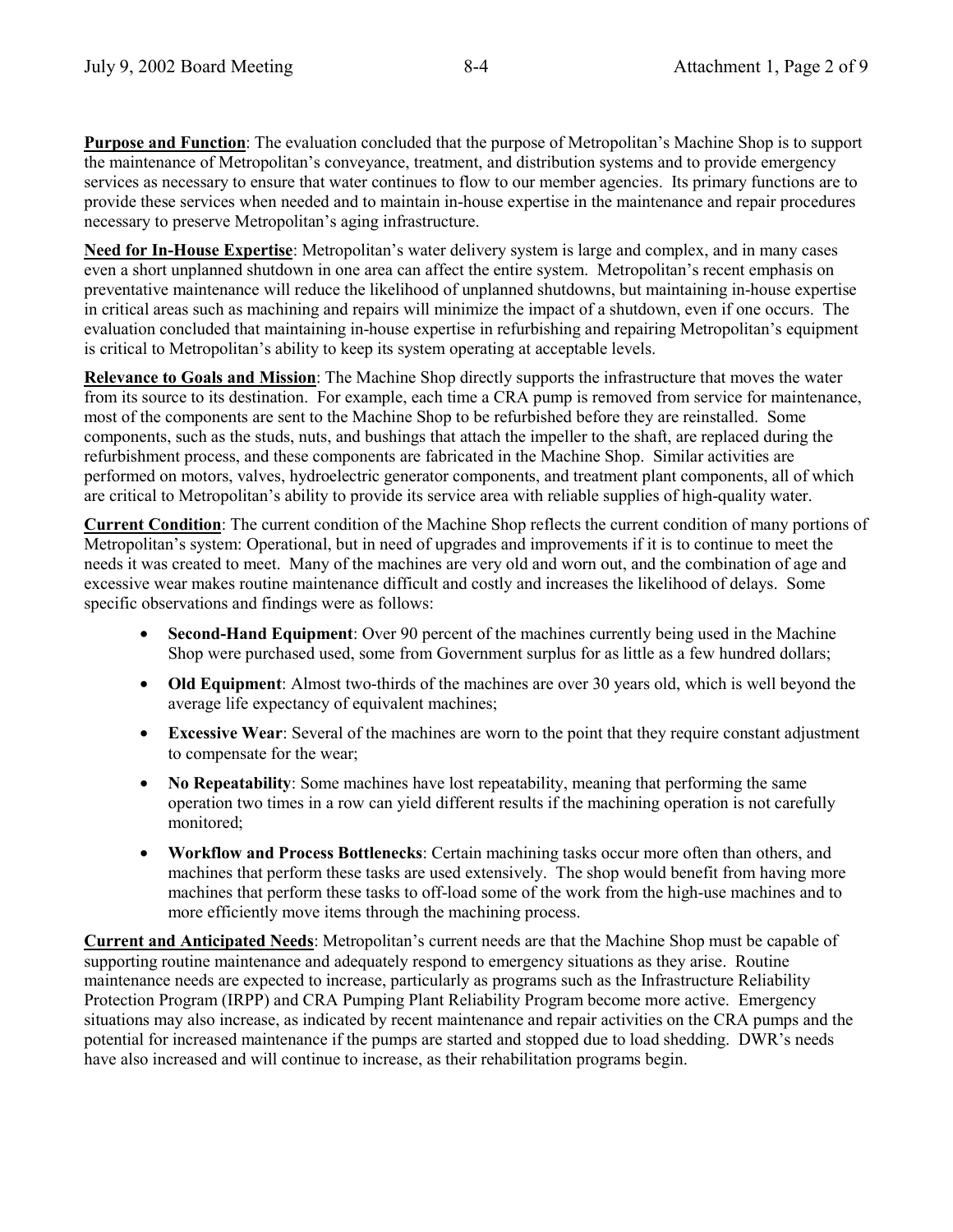**Purpose and Function**: The evaluation concluded that the purpose of Metropolitan's Machine Shop is to support the maintenance of Metropolitan's conveyance, treatment, and distribution systems and to provide emergency services as necessary to ensure that water continues to flow to our member agencies. Its primary functions are to provide these services when needed and to maintain in-house expertise in the maintenance and repair procedures necessary to preserve Metropolitan's aging infrastructure.

**Need for In-House Expertise**: Metropolitan's water delivery system is large and complex, and in many cases even a short unplanned shutdown in one area can affect the entire system. Metropolitan's recent emphasis on preventative maintenance will reduce the likelihood of unplanned shutdowns, but maintaining in-house expertise in critical areas such as machining and repairs will minimize the impact of a shutdown, even if one occurs. The evaluation concluded that maintaining in-house expertise in refurbishing and repairing Metropolitan's equipment is critical to Metropolitan's ability to keep its system operating at acceptable levels.

**Relevance to Goals and Mission**: The Machine Shop directly supports the infrastructure that moves the water from its source to its destination. For example, each time a CRA pump is removed from service for maintenance, most of the components are sent to the Machine Shop to be refurbished before they are reinstalled. Some components, such as the studs, nuts, and bushings that attach the impeller to the shaft, are replaced during the refurbishment process, and these components are fabricated in the Machine Shop. Similar activities are performed on motors, valves, hydroelectric generator components, and treatment plant components, all of which are critical to Metropolitan's ability to provide its service area with reliable supplies of high-quality water.

**Current Condition**: The current condition of the Machine Shop reflects the current condition of many portions of Metropolitan's system: Operational, but in need of upgrades and improvements if it is to continue to meet the needs it was created to meet. Many of the machines are very old and worn out, and the combination of age and excessive wear makes routine maintenance difficult and costly and increases the likelihood of delays. Some specific observations and findings were as follows:

- **Second-Hand Equipment**: Over 90 percent of the machines currently being used in the Machine Shop were purchased used, some from Government surplus for as little as a few hundred dollars;
- **Old Equipment**: Almost two-thirds of the machines are over 30 years old, which is well beyond the average life expectancy of equivalent machines;
- **Excessive Wear**: Several of the machines are worn to the point that they require constant adjustment to compensate for the wear;
- **No Repeatability**: Some machines have lost repeatability, meaning that performing the same operation two times in a row can yield different results if the machining operation is not carefully monitored;
- **Workflow and Process Bottlenecks**: Certain machining tasks occur more often than others, and machines that perform these tasks are used extensively. The shop would benefit from having more machines that perform these tasks to off-load some of the work from the high-use machines and to more efficiently move items through the machining process.

**Current and Anticipated Needs**: Metropolitan's current needs are that the Machine Shop must be capable of supporting routine maintenance and adequately respond to emergency situations as they arise. Routine maintenance needs are expected to increase, particularly as programs such as the Infrastructure Reliability Protection Program (IRPP) and CRA Pumping Plant Reliability Program become more active. Emergency situations may also increase, as indicated by recent maintenance and repair activities on the CRA pumps and the potential for increased maintenance if the pumps are started and stopped due to load shedding. DWR's needs have also increased and will continue to increase, as their rehabilitation programs begin.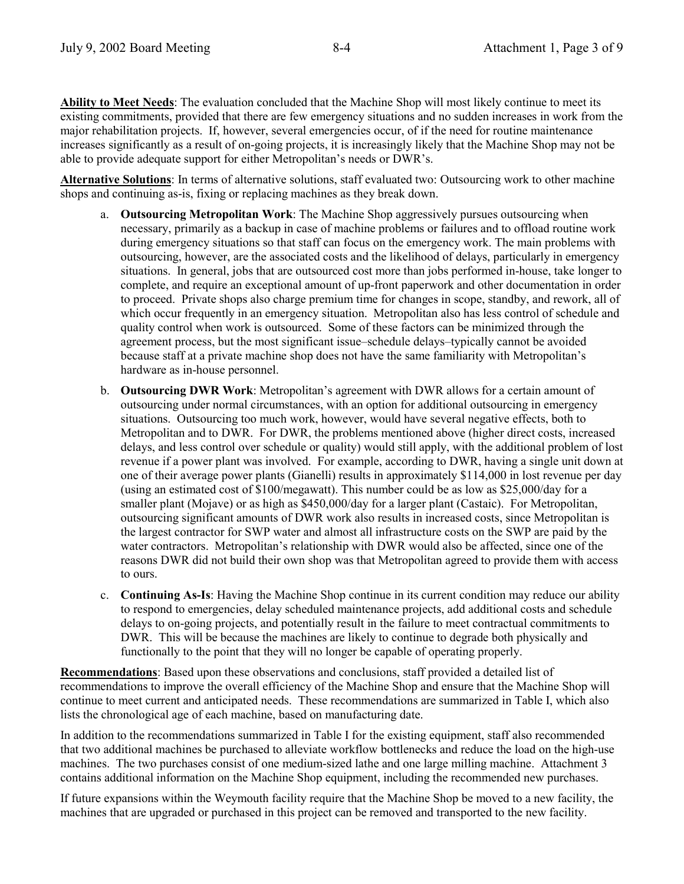**Ability to Meet Needs**: The evaluation concluded that the Machine Shop will most likely continue to meet its existing commitments, provided that there are few emergency situations and no sudden increases in work from the major rehabilitation projects. If, however, several emergencies occur, of if the need for routine maintenance increases significantly as a result of on-going projects, it is increasingly likely that the Machine Shop may not be able to provide adequate support for either Metropolitan's needs or DWR's.

**Alternative Solutions**: In terms of alternative solutions, staff evaluated two: Outsourcing work to other machine shops and continuing as-is, fixing or replacing machines as they break down.

a. **Outsourcing Metropolitan Work**: The Machine Shop aggressively pursues outsourcing when necessary, primarily as a backup in case of machine problems or failures and to offload routine work during emergency situations so that staff can focus on the emergency work. The main problems with outsourcing, however, are the associated costs and the likelihood of delays, particularly in emergency situations. In general, jobs that are outsourced cost more than jobs performed in-house, take longer to complete, and require an exceptional amount of up-front paperwork and other documentation in order to proceed. Private shops also charge premium time for changes in scope, standby, and rework, all of which occur frequently in an emergency situation. Metropolitan also has less control of schedule and quality control when work is outsourced. Some of these factors can be minimized through the agreement process, but the most significant issue–schedule delays–typically cannot be avoided because staff at a private machine shop does not have the same familiarity with Metropolitan's hardware as in-house personnel.

b. **Outsourcing DWR Work**: Metropolitan's agreement with DWR allows for a certain amount of outsourcing under normal circumstances, with an option for additional outsourcing in emergency situations. Outsourcing too much work, however, would have several negative effects, both to Metropolitan and to DWR. For DWR, the problems mentioned above (higher direct costs, increased delays, and less control over schedule or quality) would still apply, with the additional problem of lost revenue if a power plant was involved. For example, according to DWR, having a single unit down at one of their average power plants (Gianelli) results in approximately $114,000 in lost revenue per day (using an estimated cost of $100/megawatt). This number could be as low as $25,000/day for a smaller plant (Mojave) or as high as $450,000/day for a larger plant (Castaic). For Metropolitan, outsourcing significant amounts of DWR work also results in increased costs, since Metropolitan is the largest contractor for SWP water and almost all infrastructure costs on the SWP are paid by the water contractors. Metropolitan's relationship with DWR would also be affected, since one of the reasons DWR did not build their own shop was that Metropolitan agreed to provide them with access to ours.

c. **Continuing As-Is**: Having the Machine Shop continue in its current condition may reduce our ability to respond to emergencies, delay scheduled maintenance projects, add additional costs and schedule delays to on-going projects, and potentially result in the failure to meet contractual commitments to DWR. This will be because the machines are likely to continue to degrade both physically and functionally to the point that they will no longer be capable of operating properly.

**Recommendations**: Based upon these observations and conclusions, staff provided a detailed list of recommendations to improve the overall efficiency of the Machine Shop and ensure that the Machine Shop will continue to meet current and anticipated needs. These recommendations are summarized in Table I, which also lists the chronological age of each machine, based on manufacturing date.

In addition to the recommendations summarized in Table I for the existing equipment, staff also recommended that two additional machines be purchased to alleviate workflow bottlenecks and reduce the load on the high-use machines. The two purchases consist of one medium-sized lathe and one large milling machine. Attachment 3 contains additional information on the Machine Shop equipment, including the recommended new purchases.

If future expansions within the Weymouth facility require that the Machine Shop be moved to a new facility, the machines that are upgraded or purchased in this project can be removed and transported to the new facility.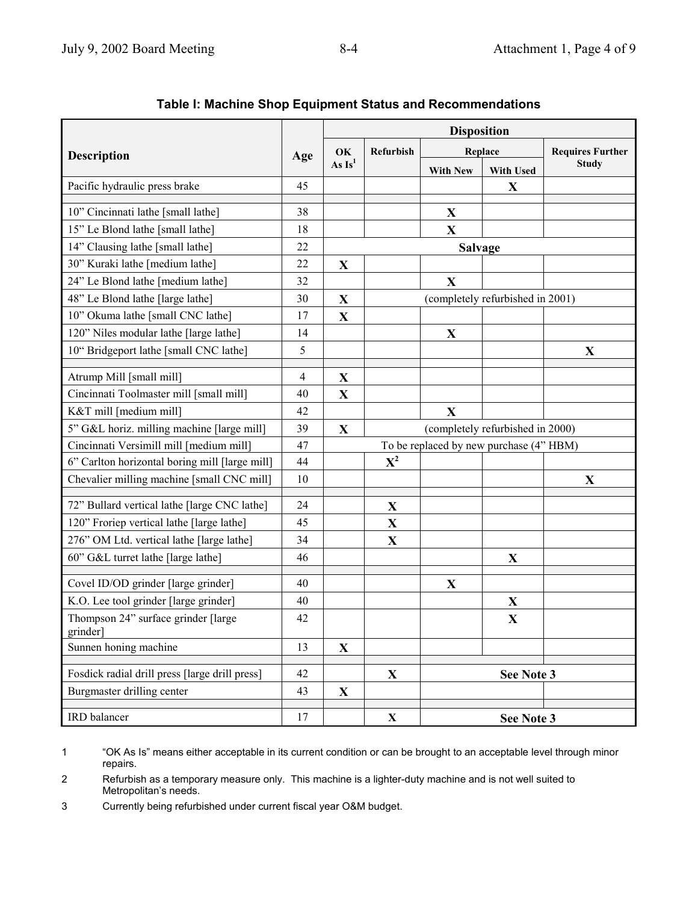## Table I: Machine Shop Equipment Status and Recommendations

| Description | Age | Disposition | | | | |
|---|---|---|---|---|---|---|
| | | OK As Is[1] | Refurbish | Replace | | Requires Further Study |
| | | | | With New | With Used | |
| Pacific hydraulic press brake | 45 | | | | X | |
| | | | | | | |
| 10" Cincinnati lathe [small lathe] | 38 | | | X | | |
| 15" Le Blond lathe [small lathe] | 18 | | | X | | |
| 14" Clausing lathe [small lathe] | 22 | Salvage | | | | |
| 30" Kuraki lathe [medium lathe] | 22 | X | | | | |
| 24" Le Blond lathe [medium lathe] | 32 | | | X | | |
| 48" Le Blond lathe [large lathe] | 30 | X | (completely refurbished in 2001) | | | |
| 10" Okuma lathe [small CNC lathe] | 17 | X | | | | |
| 120" Niles modular lathe [large lathe] | 14 | | | X | | |
| 10" Bridgeport lathe [small CNC lathe] | 5 | | | | | X |
| | | | | | | |
| Atrump Mill [small mill] | 4 | X | | | | |
| Cincinnati Toolmaster mill [small mill] | 40 | X | | | | |
| K&T mill [medium mill] | 42 | | | X | | |
| 5" G&L horiz. milling machine [large mill] | 39 | X | (completely refurbished in 2000) | | | |
| Cincinnati Versimill mill [medium mill] | 47 | To be replaced by new purchase (4" HBM) | | | | |
| 6" Carlton horizontal boring mill [large mill] | 44 | | X[2] | | | |
| Chevalier milling machine [small CNC mill] | 10 | | | | | X |
| | | | | | | |
| 72" Bullard vertical lathe [large CNC lathe] | 24 | | X | | | |
| 120" Froriep vertical lathe [large lathe] | 45 | | X | | | |
| 276" OM Ltd. vertical lathe [large lathe] | 34 | | X | | | |
| 60" G&L turret lathe [large lathe] | 46 | | | | X | |
| | | | | | | |
| Covel ID/OD grinder [large grinder] | 40 | | | X | | |
| K.O. Lee tool grinder [large grinder] | 40 | | | | X | |
| Thompson 24" surface grinder [large grinder] | 42 | | | | X | |
| Sunnen honing machine | 13 | X | | | | |
| | | | | | | |
| Fosdick radial drill press [large drill press] | 42 | | X | See Note 3 | | |
| Burgmaster drilling center | 43 | X | | | | |
| | | | | | | |
| IRD balancer | 17 | | X | See Note 3 | | |

1 "OK As Is" means either acceptable in its current condition or can be brought to an acceptable level through minor repairs.

2 Refurbish as a temporary measure only. This machine is a lighter-duty machine and is not well suited to Metropolitan's needs.

3 Currently being refurbished under current fiscal year O&M budget.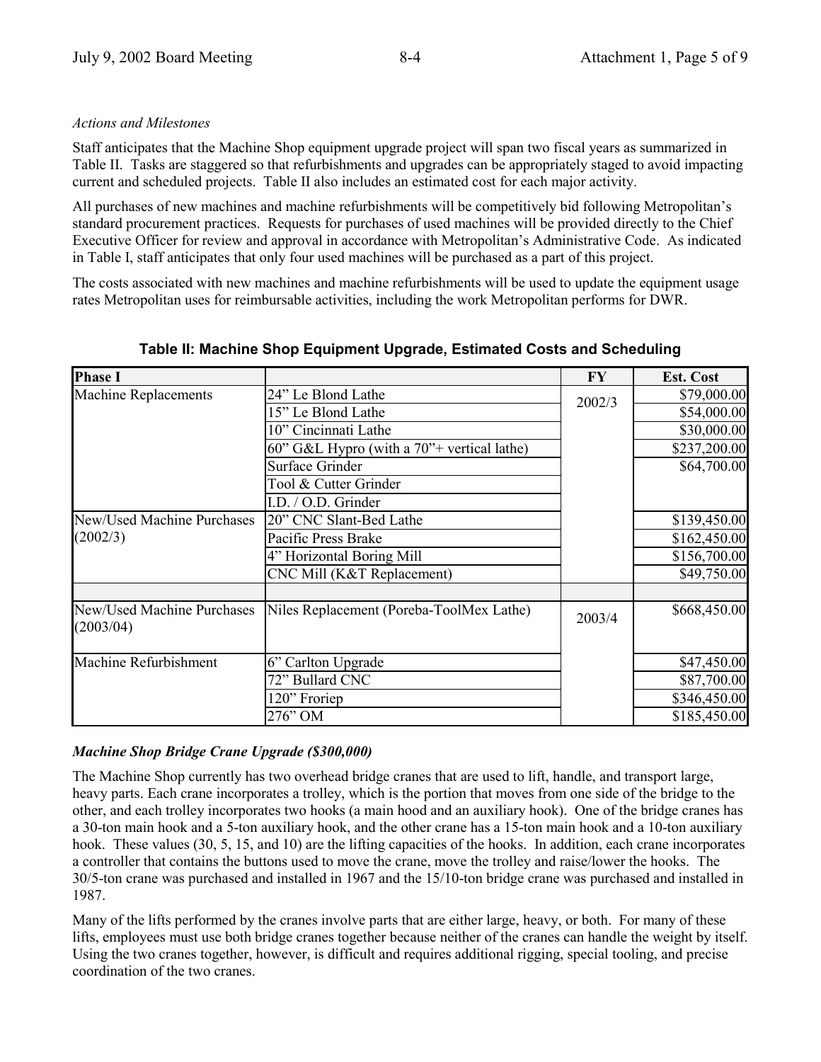*Actions and Milestones*

Staff anticipates that the Machine Shop equipment upgrade project will span two fiscal years as summarized in Table II. Tasks are staggered so that refurbishments and upgrades can be appropriately staged to avoid impacting current and scheduled projects. Table II also includes an estimated cost for each major activity.

All purchases of new machines and machine refurbishments will be competitively bid following Metropolitan's standard procurement practices. Requests for purchases of used machines will be provided directly to the Chief Executive Officer for review and approval in accordance with Metropolitan's Administrative Code. As indicated in Table I, staff anticipates that only four used machines will be purchased as a part of this project.

The costs associated with new machines and machine refurbishments will be used to update the equipment usage rates Metropolitan uses for reimbursable activities, including the work Metropolitan performs for DWR.

**Table II: Machine Shop Equipment Upgrade, Estimated Costs and Scheduling**

| **Phase I** | | **FY** | **Est. Cost** |
|---|---|---|---|
| Machine Replacements | 24" Le Blond Lathe | 2002/3 | $79,000.00 |
| | 15" Le Blond Lathe | | $54,000.00 |
| | 10" Cincinnati Lathe | | $30,000.00 |
| | 60" G&L Hypro (with a 70"+ vertical lathe) | | $237,200.00 |
| | Surface Grinder | | $64,700.00 |
| | Tool & Cutter Grinder | | |
| | I.D. / O.D. Grinder | | |
| New/Used Machine Purchases (2002/3) | 20" CNC Slant-Bed Lathe | | $139,450.00 |
| | Pacific Press Brake | | $162,450.00 |
| | 4" Horizontal Boring Mill | | $156,700.00 |
| | CNC Mill (K&T Replacement) | | $49,750.00 |
| | | | |
| New/Used Machine Purchases (2003/04) | Niles Replacement (Poreba-ToolMex Lathe) | 2003/4 | $668,450.00 |
| Machine Refurbishment | 6" Carlton Upgrade | | $47,450.00 |
| | 72" Bullard CNC | | $87,700.00 |
| | 120" Froriep | | $346,450.00 |
| | 276" OM | | $185,450.00 |

***Machine Shop Bridge Crane Upgrade ($300,000)***

The Machine Shop currently has two overhead bridge cranes that are used to lift, handle, and transport large, heavy parts. Each crane incorporates a trolley, which is the portion that moves from one side of the bridge to the other, and each trolley incorporates two hooks (a main hood and an auxiliary hook). One of the bridge cranes has a 30-ton main hook and a 5-ton auxiliary hook, and the other crane has a 15-ton main hook and a 10-ton auxiliary hook. These values (30, 5, 15, and 10) are the lifting capacities of the hooks. In addition, each crane incorporates a controller that contains the buttons used to move the crane, move the trolley and raise/lower the hooks. The 30/5-ton crane was purchased and installed in 1967 and the 15/10-ton bridge crane was purchased and installed in 1987.

Many of the lifts performed by the cranes involve parts that are either large, heavy, or both. For many of these lifts, employees must use both bridge cranes together because neither of the cranes can handle the weight by itself. Using the two cranes together, however, is difficult and requires additional rigging, special tooling, and precise coordination of the two cranes.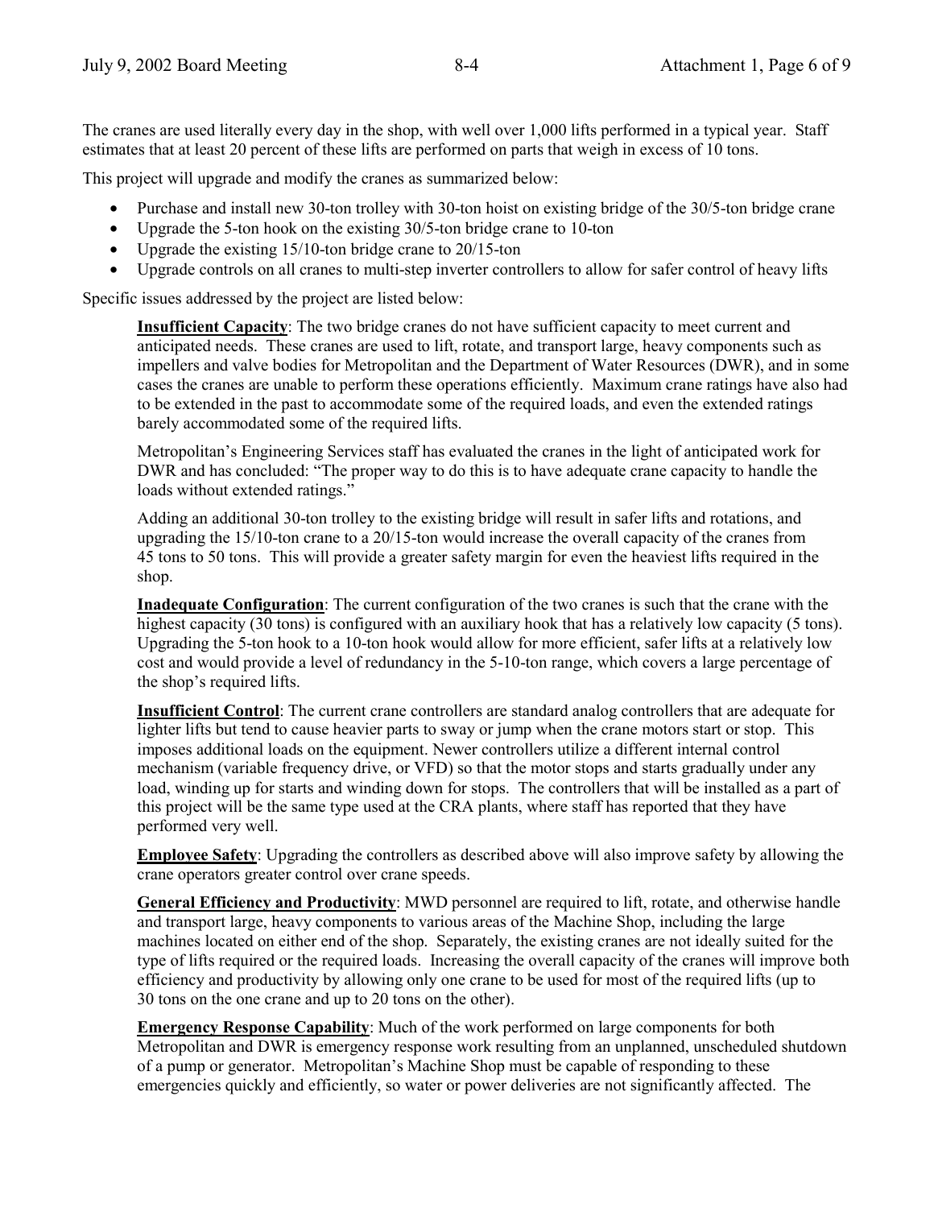The cranes are used literally every day in the shop, with well over 1,000 lifts performed in a typical year. Staff estimates that at least 20 percent of these lifts are performed on parts that weigh in excess of 10 tons.

This project will upgrade and modify the cranes as summarized below:

- Purchase and install new 30-ton trolley with 30-ton hoist on existing bridge of the 30/5-ton bridge crane
- Upgrade the 5-ton hook on the existing 30/5-ton bridge crane to 10-ton
- Upgrade the existing 15/10-ton bridge crane to 20/15-ton
- Upgrade controls on all cranes to multi-step inverter controllers to allow for safer control of heavy lifts

Specific issues addressed by the project are listed below:

**Insufficient Capacity**: The two bridge cranes do not have sufficient capacity to meet current and anticipated needs. These cranes are used to lift, rotate, and transport large, heavy components such as impellers and valve bodies for Metropolitan and the Department of Water Resources (DWR), and in some cases the cranes are unable to perform these operations efficiently. Maximum crane ratings have also had to be extended in the past to accommodate some of the required loads, and even the extended ratings barely accommodated some of the required lifts.

Metropolitan's Engineering Services staff has evaluated the cranes in the light of anticipated work for DWR and has concluded: "The proper way to do this is to have adequate crane capacity to handle the loads without extended ratings."

Adding an additional 30-ton trolley to the existing bridge will result in safer lifts and rotations, and upgrading the 15/10-ton crane to a 20/15-ton would increase the overall capacity of the cranes from 45 tons to 50 tons. This will provide a greater safety margin for even the heaviest lifts required in the shop.

**Inadequate Configuration**: The current configuration of the two cranes is such that the crane with the highest capacity (30 tons) is configured with an auxiliary hook that has a relatively low capacity (5 tons). Upgrading the 5-ton hook to a 10-ton hook would allow for more efficient, safer lifts at a relatively low cost and would provide a level of redundancy in the 5-10-ton range, which covers a large percentage of the shop's required lifts.

**Insufficient Control**: The current crane controllers are standard analog controllers that are adequate for lighter lifts but tend to cause heavier parts to sway or jump when the crane motors start or stop. This imposes additional loads on the equipment. Newer controllers utilize a different internal control mechanism (variable frequency drive, or VFD) so that the motor stops and starts gradually under any load, winding up for starts and winding down for stops. The controllers that will be installed as a part of this project will be the same type used at the CRA plants, where staff has reported that they have performed very well.

**Employee Safety**: Upgrading the controllers as described above will also improve safety by allowing the crane operators greater control over crane speeds.

**General Efficiency and Productivity**: MWD personnel are required to lift, rotate, and otherwise handle and transport large, heavy components to various areas of the Machine Shop, including the large machines located on either end of the shop. Separately, the existing cranes are not ideally suited for the type of lifts required or the required loads. Increasing the overall capacity of the cranes will improve both efficiency and productivity by allowing only one crane to be used for most of the required lifts (up to 30 tons on the one crane and up to 20 tons on the other).

**Emergency Response Capability**: Much of the work performed on large components for both Metropolitan and DWR is emergency response work resulting from an unplanned, unscheduled shutdown of a pump or generator. Metropolitan's Machine Shop must be capable of responding to these emergencies quickly and efficiently, so water or power deliveries are not significantly affected. The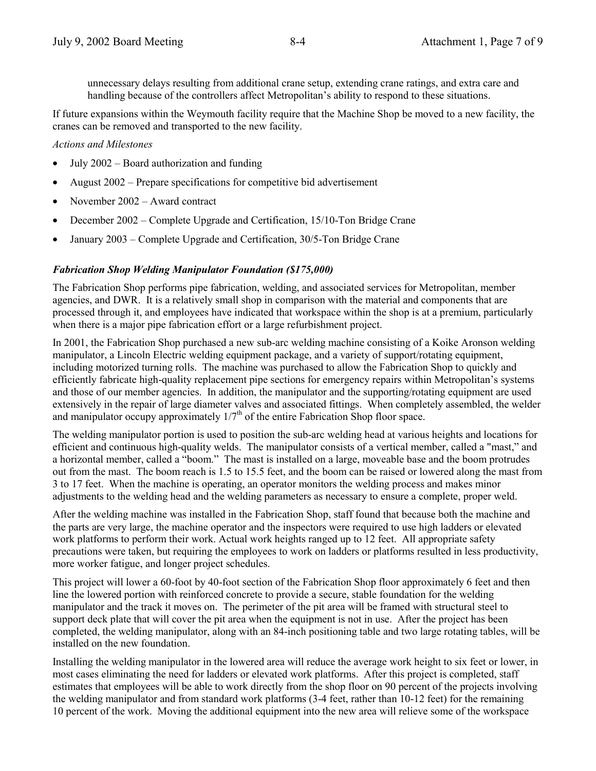unnecessary delays resulting from additional crane setup, extending crane ratings, and extra care and handling because of the controllers affect Metropolitan's ability to respond to these situations.

If future expansions within the Weymouth facility require that the Machine Shop be moved to a new facility, the cranes can be removed and transported to the new facility.

*Actions and Milestones*

- July 2002 – Board authorization and funding
- August 2002 – Prepare specifications for competitive bid advertisement
- November 2002 – Award contract
- December 2002 – Complete Upgrade and Certification, 15/10-Ton Bridge Crane
- January 2003 – Complete Upgrade and Certification, 30/5-Ton Bridge Crane

***Fabrication Shop Welding Manipulator Foundation ($175,000)***

The Fabrication Shop performs pipe fabrication, welding, and associated services for Metropolitan, member agencies, and DWR. It is a relatively small shop in comparison with the material and components that are processed through it, and employees have indicated that workspace within the shop is at a premium, particularly when there is a major pipe fabrication effort or a large refurbishment project.

In 2001, the Fabrication Shop purchased a new sub-arc welding machine consisting of a Koike Aronson welding manipulator, a Lincoln Electric welding equipment package, and a variety of support/rotating equipment, including motorized turning rolls. The machine was purchased to allow the Fabrication Shop to quickly and efficiently fabricate high-quality replacement pipe sections for emergency repairs within Metropolitan's systems and those of our member agencies. In addition, the manipulator and the supporting/rotating equipment are used extensively in the repair of large diameter valves and associated fittings. When completely assembled, the welder and manipulator occupy approximately 1/7th of the entire Fabrication Shop floor space.

The welding manipulator portion is used to position the sub-arc welding head at various heights and locations for efficient and continuous high-quality welds. The manipulator consists of a vertical member, called a "mast," and a horizontal member, called a "boom." The mast is installed on a large, moveable base and the boom protrudes out from the mast. The boom reach is 1.5 to 15.5 feet, and the boom can be raised or lowered along the mast from 3 to 17 feet. When the machine is operating, an operator monitors the welding process and makes minor adjustments to the welding head and the welding parameters as necessary to ensure a complete, proper weld.

After the welding machine was installed in the Fabrication Shop, staff found that because both the machine and the parts are very large, the machine operator and the inspectors were required to use high ladders or elevated work platforms to perform their work. Actual work heights ranged up to 12 feet. All appropriate safety precautions were taken, but requiring the employees to work on ladders or platforms resulted in less productivity, more worker fatigue, and longer project schedules.

This project will lower a 60-foot by 40-foot section of the Fabrication Shop floor approximately 6 feet and then line the lowered portion with reinforced concrete to provide a secure, stable foundation for the welding manipulator and the track it moves on. The perimeter of the pit area will be framed with structural steel to support deck plate that will cover the pit area when the equipment is not in use. After the project has been completed, the welding manipulator, along with an 84-inch positioning table and two large rotating tables, will be installed on the new foundation.

Installing the welding manipulator in the lowered area will reduce the average work height to six feet or lower, in most cases eliminating the need for ladders or elevated work platforms. After this project is completed, staff estimates that employees will be able to work directly from the shop floor on 90 percent of the projects involving the welding manipulator and from standard work platforms (3-4 feet, rather than 10-12 feet) for the remaining 10 percent of the work. Moving the additional equipment into the new area will relieve some of the workspace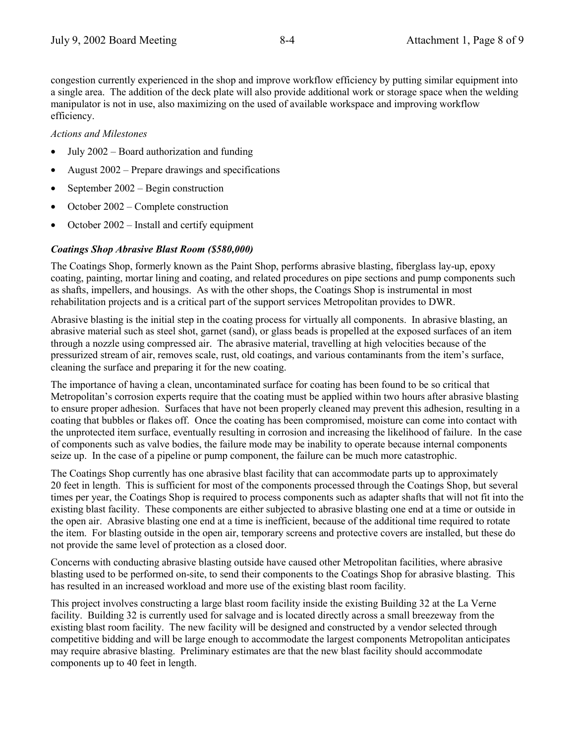congestion currently experienced in the shop and improve workflow efficiency by putting similar equipment into a single area. The addition of the deck plate will also provide additional work or storage space when the welding manipulator is not in use, also maximizing on the used of available workspace and improving workflow efficiency.

*Actions and Milestones*

- July 2002 – Board authorization and funding
- August 2002 – Prepare drawings and specifications
- September 2002 – Begin construction
- October 2002 – Complete construction
- October 2002 – Install and certify equipment

***Coatings Shop Abrasive Blast Room ($580,000)***

The Coatings Shop, formerly known as the Paint Shop, performs abrasive blasting, fiberglass lay-up, epoxy coating, painting, mortar lining and coating, and related procedures on pipe sections and pump components such as shafts, impellers, and housings. As with the other shops, the Coatings Shop is instrumental in most rehabilitation projects and is a critical part of the support services Metropolitan provides to DWR.

Abrasive blasting is the initial step in the coating process for virtually all components. In abrasive blasting, an abrasive material such as steel shot, garnet (sand), or glass beads is propelled at the exposed surfaces of an item through a nozzle using compressed air. The abrasive material, travelling at high velocities because of the pressurized stream of air, removes scale, rust, old coatings, and various contaminants from the item's surface, cleaning the surface and preparing it for the new coating.

The importance of having a clean, uncontaminated surface for coating has been found to be so critical that Metropolitan's corrosion experts require that the coating must be applied within two hours after abrasive blasting to ensure proper adhesion. Surfaces that have not been properly cleaned may prevent this adhesion, resulting in a coating that bubbles or flakes off. Once the coating has been compromised, moisture can come into contact with the unprotected item surface, eventually resulting in corrosion and increasing the likelihood of failure. In the case of components such as valve bodies, the failure mode may be inability to operate because internal components seize up. In the case of a pipeline or pump component, the failure can be much more catastrophic.

The Coatings Shop currently has one abrasive blast facility that can accommodate parts up to approximately 20 feet in length. This is sufficient for most of the components processed through the Coatings Shop, but several times per year, the Coatings Shop is required to process components such as adapter shafts that will not fit into the existing blast facility. These components are either subjected to abrasive blasting one end at a time or outside in the open air. Abrasive blasting one end at a time is inefficient, because of the additional time required to rotate the item. For blasting outside in the open air, temporary screens and protective covers are installed, but these do not provide the same level of protection as a closed door.

Concerns with conducting abrasive blasting outside have caused other Metropolitan facilities, where abrasive blasting used to be performed on-site, to send their components to the Coatings Shop for abrasive blasting. This has resulted in an increased workload and more use of the existing blast room facility.

This project involves constructing a large blast room facility inside the existing Building 32 at the La Verne facility. Building 32 is currently used for salvage and is located directly across a small breezeway from the existing blast room facility. The new facility will be designed and constructed by a vendor selected through competitive bidding and will be large enough to accommodate the largest components Metropolitan anticipates may require abrasive blasting. Preliminary estimates are that the new blast facility should accommodate components up to 40 feet in length.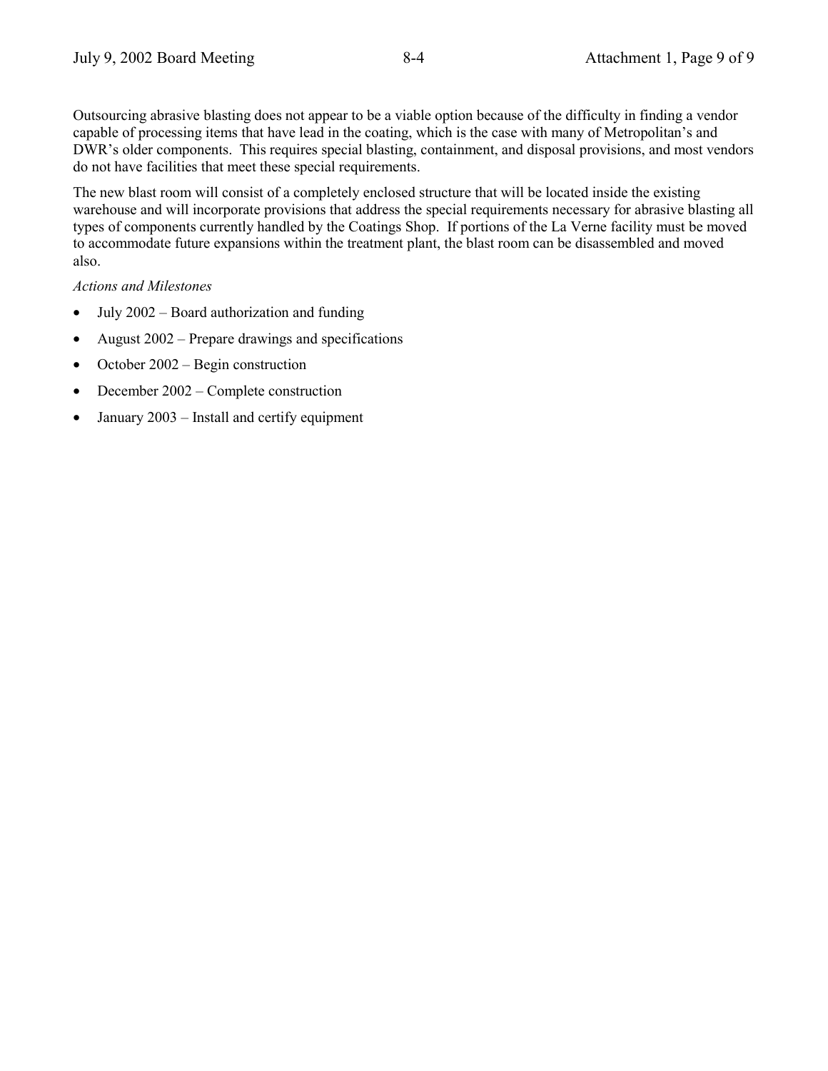Outsourcing abrasive blasting does not appear to be a viable option because of the difficulty in finding a vendor capable of processing items that have lead in the coating, which is the case with many of Metropolitan's and DWR's older components. This requires special blasting, containment, and disposal provisions, and most vendors do not have facilities that meet these special requirements.

The new blast room will consist of a completely enclosed structure that will be located inside the existing warehouse and will incorporate provisions that address the special requirements necessary for abrasive blasting all types of components currently handled by the Coatings Shop. If portions of the La Verne facility must be moved to accommodate future expansions within the treatment plant, the blast room can be disassembled and moved also.

*Actions and Milestones*

- July 2002 – Board authorization and funding
- August 2002 – Prepare drawings and specifications
- October 2002 – Begin construction
- December 2002 – Complete construction
- January 2003 – Install and certify equipment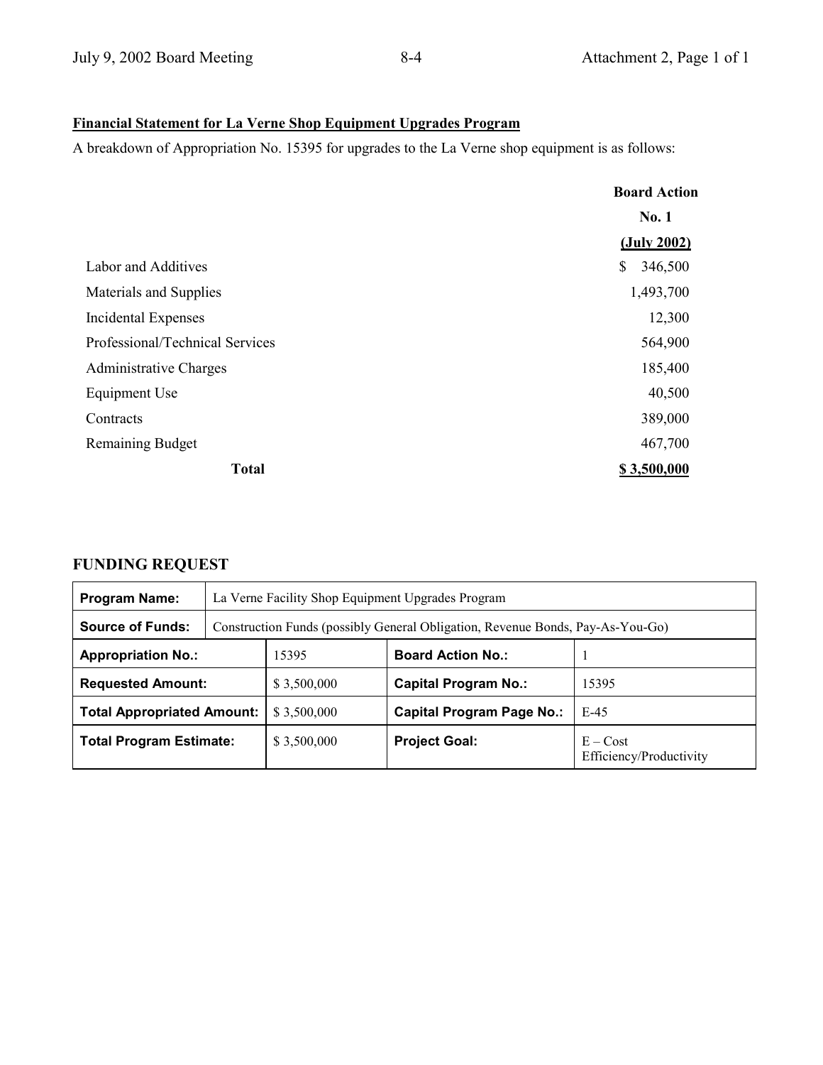**Financial Statement for La Verne Shop Equipment Upgrades Program**

A breakdown of Appropriation No. 15395 for upgrades to the La Verne shop equipment is as follows:

| | Board Action No. 1 (July 2002) |
|---|---|
| Labor and Additives | $ 346,500 |
| Materials and Supplies | 1,493,700 |
| Incidental Expenses | 12,300 |
| Professional/Technical Services | 564,900 |
| Administrative Charges | 185,400 |
| Equipment Use | 40,500 |
| Contracts | 389,000 |
| Remaining Budget | 467,700 |
| **Total** | **$ 3,500,000** |

## FUNDING REQUEST

| **Program Name:** | La Verne Facility Shop Equipment Upgrades Program | | |
|---|---|---|---|
| **Source of Funds:** | Construction Funds (possibly General Obligation, Revenue Bonds, Pay-As-You-Go) | | |
| **Appropriation No.:** | 15395 | **Board Action No.:** | 1 |
| **Requested Amount:** | $ 3,500,000 | **Capital Program No.:** | 15395 |
| **Total Appropriated Amount:** | $ 3,500,000 | **Capital Program Page No.:** | E-45 |
| **Total Program Estimate:** | $ 3,500,000 | **Project Goal:** | E – Cost Efficiency/Productivity |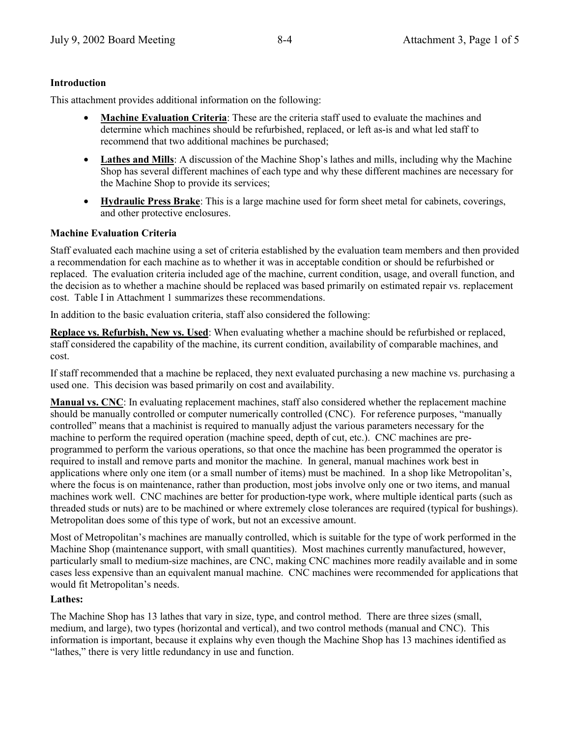**Introduction**

This attachment provides additional information on the following:

- **Machine Evaluation Criteria**: These are the criteria staff used to evaluate the machines and determine which machines should be refurbished, replaced, or left as-is and what led staff to recommend that two additional machines be purchased;
- **Lathes and Mills**: A discussion of the Machine Shop's lathes and mills, including why the Machine Shop has several different machines of each type and why these different machines are necessary for the Machine Shop to provide its services;
- **Hydraulic Press Brake**: This is a large machine used for form sheet metal for cabinets, coverings, and other protective enclosures.

**Machine Evaluation Criteria**

Staff evaluated each machine using a set of criteria established by the evaluation team members and then provided a recommendation for each machine as to whether it was in acceptable condition or should be refurbished or replaced. The evaluation criteria included age of the machine, current condition, usage, and overall function, and the decision as to whether a machine should be replaced was based primarily on estimated repair vs. replacement cost. Table I in Attachment 1 summarizes these recommendations.

In addition to the basic evaluation criteria, staff also considered the following:

**Replace vs. Refurbish, New vs. Used**: When evaluating whether a machine should be refurbished or replaced, staff considered the capability of the machine, its current condition, availability of comparable machines, and cost.

If staff recommended that a machine be replaced, they next evaluated purchasing a new machine vs. purchasing a used one. This decision was based primarily on cost and availability.

**Manual vs. CNC**: In evaluating replacement machines, staff also considered whether the replacement machine should be manually controlled or computer numerically controlled (CNC). For reference purposes, "manually controlled" means that a machinist is required to manually adjust the various parameters necessary for the machine to perform the required operation (machine speed, depth of cut, etc.). CNC machines are pre-programmed to perform the various operations, so that once the machine has been programmed the operator is required to install and remove parts and monitor the machine. In general, manual machines work best in applications where only one item (or a small number of items) must be machined. In a shop like Metropolitan's, where the focus is on maintenance, rather than production, most jobs involve only one or two items, and manual machines work well. CNC machines are better for production-type work, where multiple identical parts (such as threaded studs or nuts) are to be machined or where extremely close tolerances are required (typical for bushings). Metropolitan does some of this type of work, but not an excessive amount.

Most of Metropolitan's machines are manually controlled, which is suitable for the type of work performed in the Machine Shop (maintenance support, with small quantities). Most machines currently manufactured, however, particularly small to medium-size machines, are CNC, making CNC machines more readily available and in some cases less expensive than an equivalent manual machine. CNC machines were recommended for applications that would fit Metropolitan's needs.

**Lathes:**

The Machine Shop has 13 lathes that vary in size, type, and control method. There are three sizes (small, medium, and large), two types (horizontal and vertical), and two control methods (manual and CNC). This information is important, because it explains why even though the Machine Shop has 13 machines identified as "lathes," there is very little redundancy in use and function.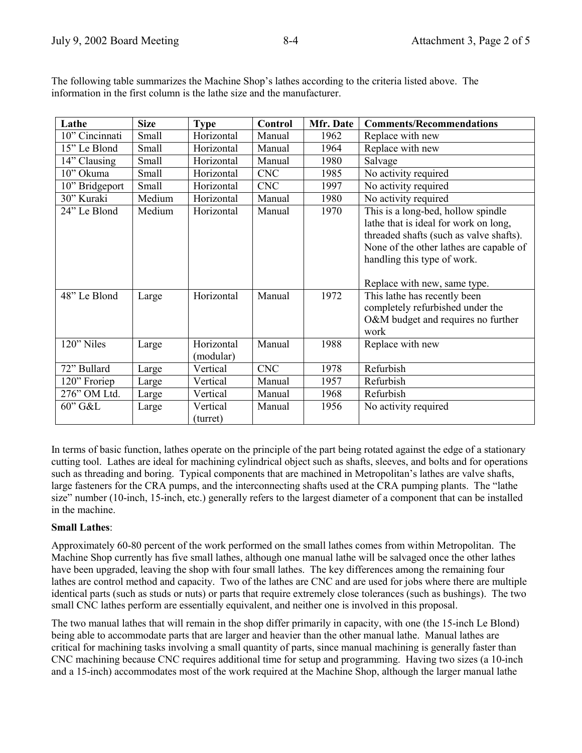The following table summarizes the Machine Shop's lathes according to the criteria listed above. The information in the first column is the lathe size and the manufacturer.

| Lathe | Size | Type | Control | Mfr. Date | Comments/Recommendations |
|---|---|---|---|---|---|
| 10" Cincinnati | Small | Horizontal | Manual | 1962 | Replace with new |
| 15" Le Blond | Small | Horizontal | Manual | 1964 | Replace with new |
| 14" Clausing | Small | Horizontal | Manual | 1980 | Salvage |
| 10" Okuma | Small | Horizontal | CNC | 1985 | No activity required |
| 10" Bridgeport | Small | Horizontal | CNC | 1997 | No activity required |
| 30" Kuraki | Medium | Horizontal | Manual | 1980 | No activity required |
| 24" Le Blond | Medium | Horizontal | Manual | 1970 | This is a long-bed, hollow spindle lathe that is ideal for work on long, threaded shafts (such as valve shafts). None of the other lathes are capable of handling this type of work. Replace with new, same type. |
| 48" Le Blond | Large | Horizontal | Manual | 1972 | This lathe has recently been completely refurbished under the O&M budget and requires no further work |
| 120" Niles | Large | Horizontal (modular) | Manual | 1988 | Replace with new |
| 72" Bullard | Large | Vertical | CNC | 1978 | Refurbish |
| 120" Froriep | Large | Vertical | Manual | 1957 | Refurbish |
| 276" OM Ltd. | Large | Vertical | Manual | 1968 | Refurbish |
| 60" G&L | Large | Vertical (turret) | Manual | 1956 | No activity required |

In terms of basic function, lathes operate on the principle of the part being rotated against the edge of a stationary cutting tool. Lathes are ideal for machining cylindrical object such as shafts, sleeves, and bolts and for operations such as threading and boring. Typical components that are machined in Metropolitan's lathes are valve shafts, large fasteners for the CRA pumps, and the interconnecting shafts used at the CRA pumping plants. The "lathe size" number (10-inch, 15-inch, etc.) generally refers to the largest diameter of a component that can be installed in the machine.

**Small Lathes**:

Approximately 60-80 percent of the work performed on the small lathes comes from within Metropolitan. The Machine Shop currently has five small lathes, although one manual lathe will be salvaged once the other lathes have been upgraded, leaving the shop with four small lathes. The key differences among the remaining four lathes are control method and capacity. Two of the lathes are CNC and are used for jobs where there are multiple identical parts (such as studs or nuts) or parts that require extremely close tolerances (such as bushings). The two small CNC lathes perform are essentially equivalent, and neither one is involved in this proposal.

The two manual lathes that will remain in the shop differ primarily in capacity, with one (the 15-inch Le Blond) being able to accommodate parts that are larger and heavier than the other manual lathe. Manual lathes are critical for machining tasks involving a small quantity of parts, since manual machining is generally faster than CNC machining because CNC requires additional time for setup and programming. Having two sizes (a 10-inch and a 15-inch) accommodates most of the work required at the Machine Shop, although the larger manual lathe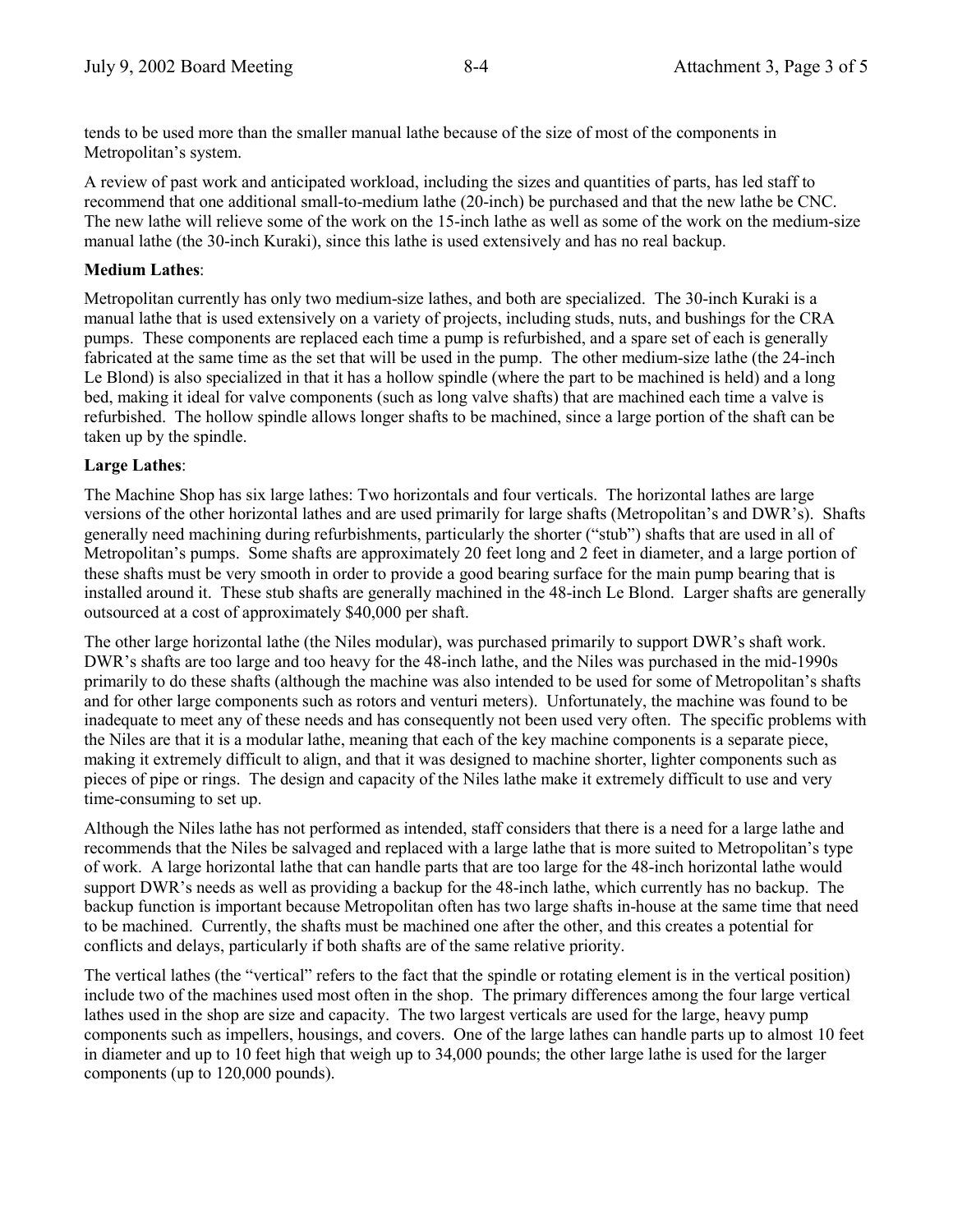tends to be used more than the smaller manual lathe because of the size of most of the components in Metropolitan's system.

A review of past work and anticipated workload, including the sizes and quantities of parts, has led staff to recommend that one additional small-to-medium lathe (20-inch) be purchased and that the new lathe be CNC. The new lathe will relieve some of the work on the 15-inch lathe as well as some of the work on the medium-size manual lathe (the 30-inch Kuraki), since this lathe is used extensively and has no real backup.

**Medium Lathes**:

Metropolitan currently has only two medium-size lathes, and both are specialized. The 30-inch Kuraki is a manual lathe that is used extensively on a variety of projects, including studs, nuts, and bushings for the CRA pumps. These components are replaced each time a pump is refurbished, and a spare set of each is generally fabricated at the same time as the set that will be used in the pump. The other medium-size lathe (the 24-inch Le Blond) is also specialized in that it has a hollow spindle (where the part to be machined is held) and a long bed, making it ideal for valve components (such as long valve shafts) that are machined each time a valve is refurbished. The hollow spindle allows longer shafts to be machined, since a large portion of the shaft can be taken up by the spindle.

**Large Lathes**:

The Machine Shop has six large lathes: Two horizontals and four verticals. The horizontal lathes are large versions of the other horizontal lathes and are used primarily for large shafts (Metropolitan's and DWR's). Shafts generally need machining during refurbishments, particularly the shorter ("stub") shafts that are used in all of Metropolitan's pumps. Some shafts are approximately 20 feet long and 2 feet in diameter, and a large portion of these shafts must be very smooth in order to provide a good bearing surface for the main pump bearing that is installed around it. These stub shafts are generally machined in the 48-inch Le Blond. Larger shafts are generally outsourced at a cost of approximately $40,000 per shaft.

The other large horizontal lathe (the Niles modular), was purchased primarily to support DWR's shaft work. DWR's shafts are too large and too heavy for the 48-inch lathe, and the Niles was purchased in the mid-1990s primarily to do these shafts (although the machine was also intended to be used for some of Metropolitan's shafts and for other large components such as rotors and venturi meters). Unfortunately, the machine was found to be inadequate to meet any of these needs and has consequently not been used very often. The specific problems with the Niles are that it is a modular lathe, meaning that each of the key machine components is a separate piece, making it extremely difficult to align, and that it was designed to machine shorter, lighter components such as pieces of pipe or rings. The design and capacity of the Niles lathe make it extremely difficult to use and very time-consuming to set up.

Although the Niles lathe has not performed as intended, staff considers that there is a need for a large lathe and recommends that the Niles be salvaged and replaced with a large lathe that is more suited to Metropolitan's type of work. A large horizontal lathe that can handle parts that are too large for the 48-inch horizontal lathe would support DWR's needs as well as providing a backup for the 48-inch lathe, which currently has no backup. The backup function is important because Metropolitan often has two large shafts in-house at the same time that need to be machined. Currently, the shafts must be machined one after the other, and this creates a potential for conflicts and delays, particularly if both shafts are of the same relative priority.

The vertical lathes (the "vertical" refers to the fact that the spindle or rotating element is in the vertical position) include two of the machines used most often in the shop. The primary differences among the four large vertical lathes used in the shop are size and capacity. The two largest verticals are used for the large, heavy pump components such as impellers, housings, and covers. One of the large lathes can handle parts up to almost 10 feet in diameter and up to 10 feet high that weigh up to 34,000 pounds; the other large lathe is used for the larger components (up to 120,000 pounds).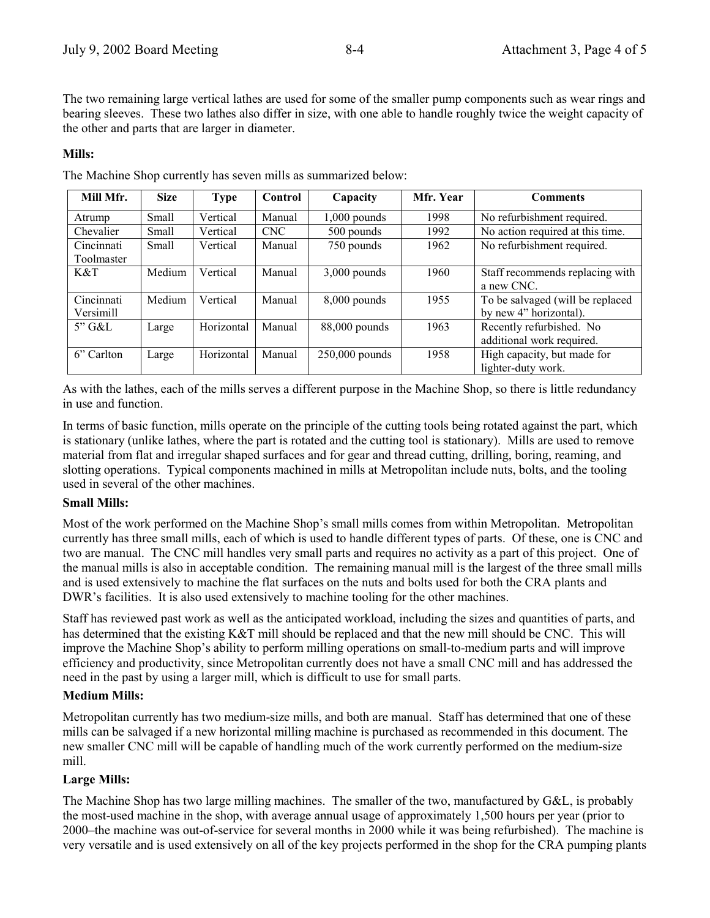The two remaining large vertical lathes are used for some of the smaller pump components such as wear rings and bearing sleeves. These two lathes also differ in size, with one able to handle roughly twice the weight capacity of the other and parts that are larger in diameter.

**Mills:**

The Machine Shop currently has seven mills as summarized below:

| Mill Mfr. | Size | Type | Control | Capacity | Mfr. Year | Comments |
|---|---|---|---|---|---|---|
| Atrump | Small | Vertical | Manual | 1,000 pounds | 1998 | No refurbishment required. |
| Chevalier | Small | Vertical | CNC | 500 pounds | 1992 | No action required at this time. |
| Cincinnati Toolmaster | Small | Vertical | Manual | 750 pounds | 1962 | No refurbishment required. |
| K&T | Medium | Vertical | Manual | 3,000 pounds | 1960 | Staff recommends replacing with a new CNC. |
| Cincinnati Versimill | Medium | Vertical | Manual | 8,000 pounds | 1955 | To be salvaged (will be replaced by new 4" horizontal). |
| 5" G&L | Large | Horizontal | Manual | 88,000 pounds | 1963 | Recently refurbished. No additional work required. |
| 6" Carlton | Large | Horizontal | Manual | 250,000 pounds | 1958 | High capacity, but made for lighter-duty work. |

As with the lathes, each of the mills serves a different purpose in the Machine Shop, so there is little redundancy in use and function.

In terms of basic function, mills operate on the principle of the cutting tools being rotated against the part, which is stationary (unlike lathes, where the part is rotated and the cutting tool is stationary). Mills are used to remove material from flat and irregular shaped surfaces and for gear and thread cutting, drilling, boring, reaming, and slotting operations. Typical components machined in mills at Metropolitan include nuts, bolts, and the tooling used in several of the other machines.

**Small Mills:**

Most of the work performed on the Machine Shop's small mills comes from within Metropolitan. Metropolitan currently has three small mills, each of which is used to handle different types of parts. Of these, one is CNC and two are manual. The CNC mill handles very small parts and requires no activity as a part of this project. One of the manual mills is also in acceptable condition. The remaining manual mill is the largest of the three small mills and is used extensively to machine the flat surfaces on the nuts and bolts used for both the CRA plants and DWR's facilities. It is also used extensively to machine tooling for the other machines.

Staff has reviewed past work as well as the anticipated workload, including the sizes and quantities of parts, and has determined that the existing K&T mill should be replaced and that the new mill should be CNC. This will improve the Machine Shop's ability to perform milling operations on small-to-medium parts and will improve efficiency and productivity, since Metropolitan currently does not have a small CNC mill and has addressed the need in the past by using a larger mill, which is difficult to use for small parts.

**Medium Mills:**

Metropolitan currently has two medium-size mills, and both are manual. Staff has determined that one of these mills can be salvaged if a new horizontal milling machine is purchased as recommended in this document. The new smaller CNC mill will be capable of handling much of the work currently performed on the medium-size mill.

**Large Mills:**

The Machine Shop has two large milling machines. The smaller of the two, manufactured by G&L, is probably the most-used machine in the shop, with average annual usage of approximately 1,500 hours per year (prior to 2000–the machine was out-of-service for several months in 2000 while it was being refurbished). The machine is very versatile and is used extensively on all of the key projects performed in the shop for the CRA pumping plants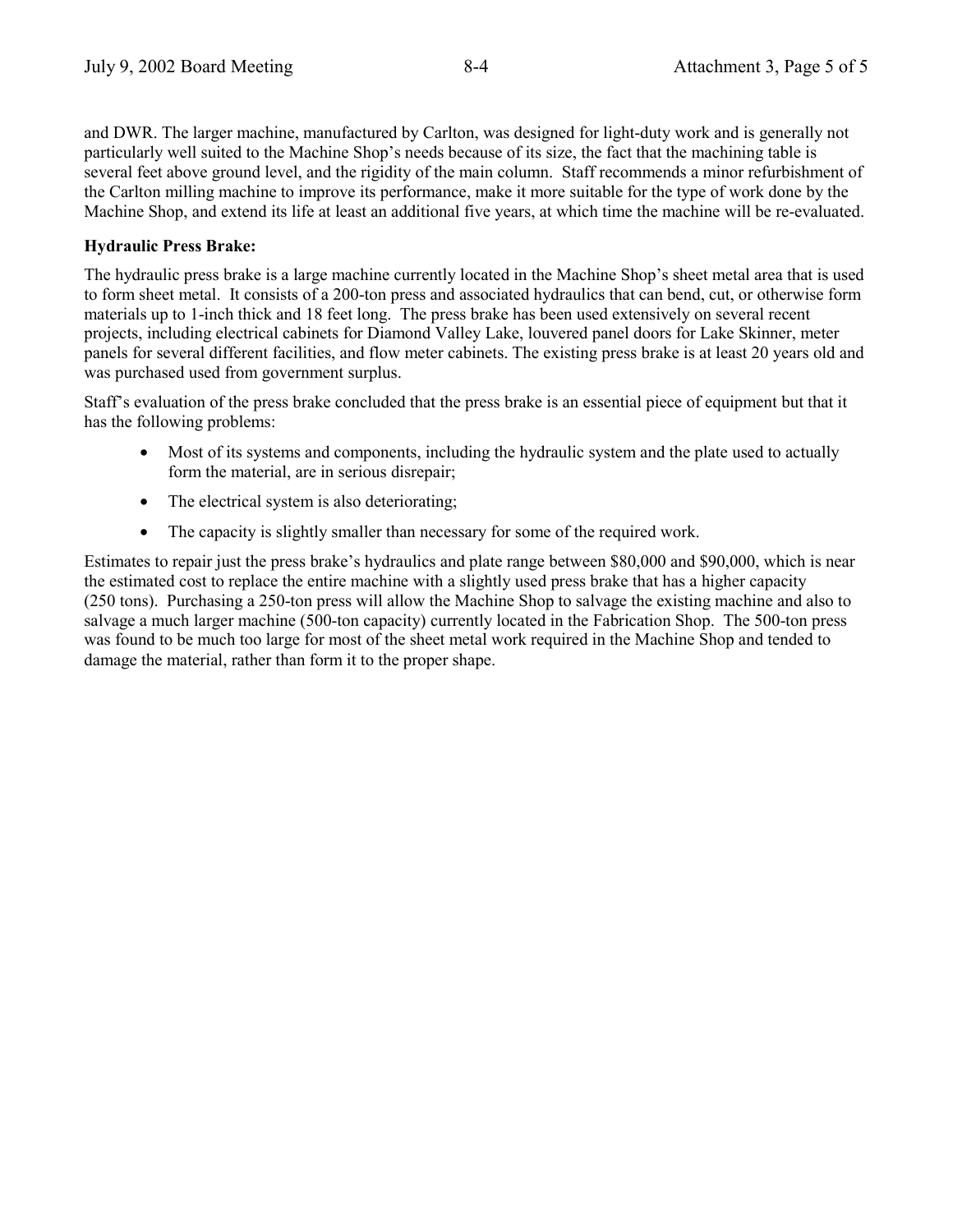and DWR. The larger machine, manufactured by Carlton, was designed for light-duty work and is generally not particularly well suited to the Machine Shop's needs because of its size, the fact that the machining table is several feet above ground level, and the rigidity of the main column. Staff recommends a minor refurbishment of the Carlton milling machine to improve its performance, make it more suitable for the type of work done by the Machine Shop, and extend its life at least an additional five years, at which time the machine will be re-evaluated.

**Hydraulic Press Brake:**

The hydraulic press brake is a large machine currently located in the Machine Shop's sheet metal area that is used to form sheet metal. It consists of a 200-ton press and associated hydraulics that can bend, cut, or otherwise form materials up to 1-inch thick and 18 feet long. The press brake has been used extensively on several recent projects, including electrical cabinets for Diamond Valley Lake, louvered panel doors for Lake Skinner, meter panels for several different facilities, and flow meter cabinets. The existing press brake is at least 20 years old and was purchased used from government surplus.

Staff's evaluation of the press brake concluded that the press brake is an essential piece of equipment but that it has the following problems:

- Most of its systems and components, including the hydraulic system and the plate used to actually form the material, are in serious disrepair;
- The electrical system is also deteriorating;
- The capacity is slightly smaller than necessary for some of the required work.

Estimates to repair just the press brake's hydraulics and plate range between $80,000 and $90,000, which is near the estimated cost to replace the entire machine with a slightly used press brake that has a higher capacity (250 tons). Purchasing a 250-ton press will allow the Machine Shop to salvage the existing machine and also to salvage a much larger machine (500-ton capacity) currently located in the Fabrication Shop. The 500-ton press was found to be much too large for most of the sheet metal work required in the Machine Shop and tended to damage the material, rather than form it to the proper shape.